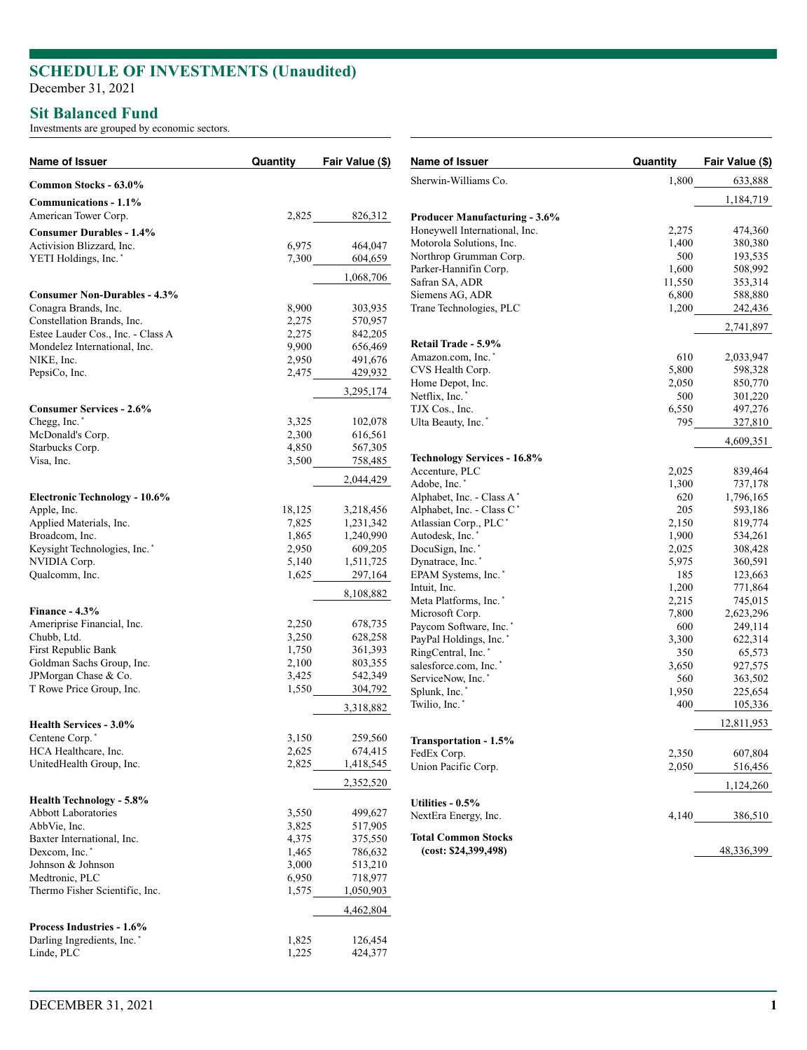# SCHEDULE OF INVESTMENTS (Unaudited)

December 31, 2021

## Sit Balanced Fund

Investments are grouped by economic sectors.

| Name of Issuer | Quantity | Fair Value ($) |
|---|---|---|
| **Common Stocks - 63.0%** | | |
| **Communications - 1.1%** | | |
| American Tower Corp. | 2,825 | 826,312 |
| **Consumer Durables - 1.4%** | | |
| Activision Blizzard, Inc. | 6,975 | 464,047 |
| YETI Holdings, Inc. * | 7,300 | 604,659 |
| | | 1,068,706 |
| **Consumer Non-Durables - 4.3%** | | |
| Conagra Brands, Inc. | 8,900 | 303,935 |
| Constellation Brands, Inc. | 2,275 | 570,957 |
| Estee Lauder Cos., Inc. - Class A | 2,275 | 842,205 |
| Mondelez International, Inc. | 9,900 | 656,469 |
| NIKE, Inc. | 2,950 | 491,676 |
| PepsiCo, Inc. | 2,475 | 429,932 |
| | | 3,295,174 |
| **Consumer Services - 2.6%** | | |
| Chegg, Inc. * | 3,325 | 102,078 |
| McDonald's Corp. | 2,300 | 616,561 |
| Starbucks Corp. | 4,850 | 567,305 |
| Visa, Inc. | 3,500 | 758,485 |
| | | 2,044,429 |
| **Electronic Technology - 10.6%** | | |
| Apple, Inc. | 18,125 | 3,218,456 |
| Applied Materials, Inc. | 7,825 | 1,231,342 |
| Broadcom, Inc. | 1,865 | 1,240,990 |
| Keysight Technologies, Inc. * | 2,950 | 609,205 |
| NVIDIA Corp. | 5,140 | 1,511,725 |
| Qualcomm, Inc. | 1,625 | 297,164 |
| | | 8,108,882 |
| **Finance - 4.3%** | | |
| Ameriprise Financial, Inc. | 2,250 | 678,735 |
| Chubb, Ltd. | 3,250 | 628,258 |
| First Republic Bank | 1,750 | 361,393 |
| Goldman Sachs Group, Inc. | 2,100 | 803,355 |
| JPMorgan Chase & Co. | 3,425 | 542,349 |
| T Rowe Price Group, Inc. | 1,550 | 304,792 |
| | | 3,318,882 |
| **Health Services - 3.0%** | | |
| Centene Corp. * | 3,150 | 259,560 |
| HCA Healthcare, Inc. | 2,625 | 674,415 |
| UnitedHealth Group, Inc. | 2,825 | 1,418,545 |
| | | 2,352,520 |
| **Health Technology - 5.8%** | | |
| Abbott Laboratories | 3,550 | 499,627 |
| AbbVie, Inc. | 3,825 | 517,905 |
| Baxter International, Inc. | 4,375 | 375,550 |
| Dexcom, Inc. * | 1,465 | 786,632 |
| Johnson & Johnson | 3,000 | 513,210 |
| Medtronic, PLC | 6,950 | 718,977 |
| Thermo Fisher Scientific, Inc. | 1,575 | 1,050,903 |
| | | 4,462,804 |
| **Process Industries - 1.6%** | | |
| Darling Ingredients, Inc. * | 1,825 | 126,454 |
| Linde, PLC | 1,225 | 424,377 |
| Sherwin-Williams Co. | 1,800 | 633,888 |
| | | 1,184,719 |
| **Producer Manufacturing - 3.6%** | | |
| Honeywell International, Inc. | 2,275 | 474,360 |
| Motorola Solutions, Inc. | 1,400 | 380,380 |
| Northrop Grumman Corp. | 500 | 193,535 |
| Parker-Hannifin Corp. | 1,600 | 508,992 |
| Safran SA, ADR | 11,550 | 353,314 |
| Siemens AG, ADR | 6,800 | 588,880 |
| Trane Technologies, PLC | 1,200 | 242,436 |
| | | 2,741,897 |
| **Retail Trade - 5.9%** | | |
| Amazon.com, Inc. * | 610 | 2,033,947 |
| CVS Health Corp. | 5,800 | 598,328 |
| Home Depot, Inc. | 2,050 | 850,770 |
| Netflix, Inc. * | 500 | 301,220 |
| TJX Cos., Inc. | 6,550 | 497,276 |
| Ulta Beauty, Inc. * | 795 | 327,810 |
| | | 4,609,351 |
| **Technology Services - 16.8%** | | |
| Accenture, PLC | 2,025 | 839,464 |
| Adobe, Inc. * | 1,300 | 737,178 |
| Alphabet, Inc. - Class A * | 620 | 1,796,165 |
| Alphabet, Inc. - Class C * | 205 | 593,186 |
| Atlassian Corp., PLC * | 2,150 | 819,774 |
| Autodesk, Inc. * | 1,900 | 534,261 |
| DocuSign, Inc. * | 2,025 | 308,428 |
| Dynatrace, Inc. * | 5,975 | 360,591 |
| EPAM Systems, Inc. * | 185 | 123,663 |
| Intuit, Inc. | 1,200 | 771,864 |
| Meta Platforms, Inc. * | 2,215 | 745,015 |
| Microsoft Corp. | 7,800 | 2,623,296 |
| Paycom Software, Inc. * | 600 | 249,114 |
| PayPal Holdings, Inc. * | 3,300 | 622,314 |
| RingCentral, Inc. * | 350 | 65,573 |
| salesforce.com, Inc. * | 3,650 | 927,575 |
| ServiceNow, Inc. * | 560 | 363,502 |
| Splunk, Inc. * | 1,950 | 225,654 |
| Twilio, Inc. * | 400 | 105,336 |
| | | 12,811,953 |
| **Transportation - 1.5%** | | |
| FedEx Corp. | 2,350 | 607,804 |
| Union Pacific Corp. | 2,050 | 516,456 |
| | | 1,124,260 |
| **Utilities - 0.5%** | | |
| NextEra Energy, Inc. | 4,140 | 386,510 |
| **Total Common Stocks (cost: $24,399,498)** | | 48,336,399 |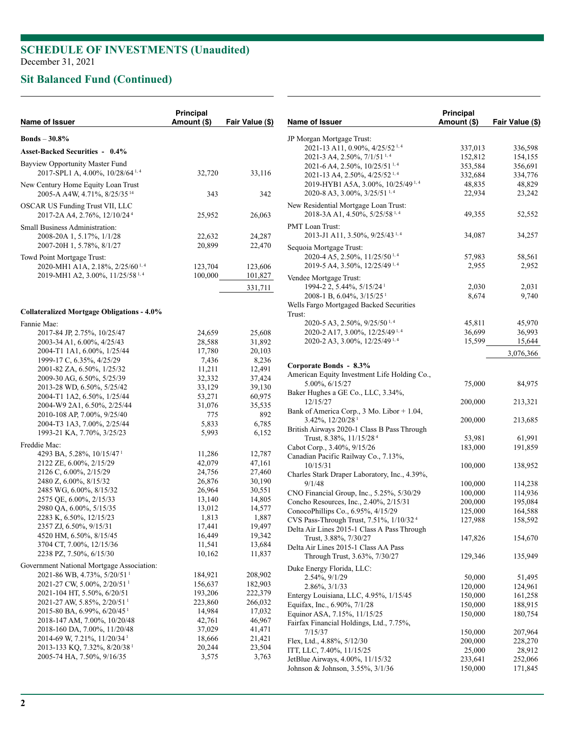# SCHEDULE OF INVESTMENTS (Unaudited)

December 31, 2021

## Sit Balanced Fund (Continued)

| Name of Issuer | Principal Amount ($) | Fair Value ($) |
|---|---|---|
| **Bonds** – **30.8%** | | |
| **Asset-Backed Securities - 0.4%** | | |
| Bayview Opportunity Master Fund | | |
| 2017-SPL1 A, 4.00%, 10/28/64 [1, 4] | 32,720 | 33,116 |
| New Century Home Equity Loan Trust | | |
| 2005-A A4W, 4.71%, 8/25/35 [14] | 343 | 342 |
| OSCAR US Funding Trust VII, LLC | | |
| 2017-2A A4, 2.76%, 12/10/24 [4] | 25,952 | 26,063 |
| Small Business Administration: | | |
| 2008-20A 1, 5.17%, 1/1/28 | 22,632 | 24,287 |
| 2007-20H 1, 5.78%, 8/1/27 | 20,899 | 22,470 |
| Towd Point Mortgage Trust: | | |
| 2020-MH1 A1A, 2.18%, 2/25/60 [1, 4] | 123,704 | 123,606 |
| 2019-MH1 A2, 3.00%, 11/25/58 [1, 4] | 100,000 | 101,827 |
| | | 331,711 |
| **Collateralized Mortgage Obligations - 4.0%** | | |
| Fannie Mae: | | |
| 2017-84 JP, 2.75%, 10/25/47 | 24,659 | 25,608 |
| 2003-34 A1, 6.00%, 4/25/43 | 28,588 | 31,892 |
| 2004-T1 1A1, 6.00%, 1/25/44 | 17,780 | 20,103 |
| 1999-17 C, 6.35%, 4/25/29 | 7,436 | 8,236 |
| 2001-82 ZA, 6.50%, 1/25/32 | 11,211 | 12,491 |
| 2009-30 AG, 6.50%, 5/25/39 | 32,332 | 37,424 |
| 2013-28 WD, 6.50%, 5/25/42 | 33,129 | 39,130 |
| 2004-T1 1A2, 6.50%, 1/25/44 | 53,271 | 60,975 |
| 2004-W9 2A1, 6.50%, 2/25/44 | 31,076 | 35,535 |
| 2010-108 AP, 7.00%, 9/25/40 | 775 | 892 |
| 2004-T3 1A3, 7.00%, 2/25/44 | 5,833 | 6,785 |
| 1993-21 KA, 7.70%, 3/25/23 | 5,993 | 6,152 |
| Freddie Mac: | | |
| 4293 BA, 5.28%, 10/15/47 [1] | 11,286 | 12,787 |
| 2122 ZE, 6.00%, 2/15/29 | 42,079 | 47,161 |
| 2126 C, 6.00%, 2/15/29 | 24,756 | 27,460 |
| 2480 Z, 6.00%, 8/15/32 | 26,876 | 30,190 |
| 2485 WG, 6.00%, 8/15/32 | 26,964 | 30,551 |
| 2575 QE, 6.00%, 2/15/33 | 13,140 | 14,805 |
| 2980 QA, 6.00%, 5/15/35 | 13,012 | 14,577 |
| 2283 K, 6.50%, 12/15/23 | 1,813 | 1,887 |
| 2357 ZJ, 6.50%, 9/15/31 | 17,441 | 19,497 |
| 4520 HM, 6.50%, 8/15/45 | 16,449 | 19,342 |
| 3704 CT, 7.00%, 12/15/36 | 11,541 | 13,684 |
| 2238 PZ, 7.50%, 6/15/30 | 10,162 | 11,837 |
| Government National Mortgage Association: | | |
| 2021-86 WB, 4.73%, 5/20/51 [1] | 184,921 | 208,902 |
| 2021-27 CW, 5.00%, 2/20/51 [1] | 156,637 | 182,903 |
| 2021-104 HT, 5.50%, 6/20/51 | 193,206 | 222,379 |
| 2021-27 AW, 5.85%, 2/20/51 [1] | 223,860 | 266,032 |
| 2015-80 BA, 6.99%, 6/20/45 [1] | 14,984 | 17,032 |
| 2018-147 AM, 7.00%, 10/20/48 | 42,761 | 46,967 |
| 2018-160 DA, 7.00%, 11/20/48 | 37,029 | 41,471 |
| 2014-69 W, 7.21%, 11/20/34 [1] | 18,666 | 21,421 |
| 2013-133 KQ, 7.32%, 8/20/38 [1] | 20,244 | 23,504 |
| 2005-74 HA, 7.50%, 9/16/35 | 3,575 | 3,763 |
| JP Morgan Mortgage Trust: | | |
| 2021-13 A11, 0.90%, 4/25/52 [1, 4] | 337,013 | 336,598 |
| 2021-3 A4, 2.50%, 7/1/51 [1, 4] | 152,812 | 154,155 |
| 2021-6 A4, 2.50%, 10/25/51 [1, 4] | 353,584 | 356,691 |
| 2021-13 A4, 2.50%, 4/25/52 [1, 4] | 332,684 | 334,776 |
| 2019-HYB1 A5A, 3.00%, 10/25/49 [1, 4] | 48,835 | 48,829 |
| 2020-8 A3, 3.00%, 3/25/51 [1, 4] | 22,934 | 23,242 |
| New Residential Mortgage Loan Trust: | | |
| 2018-3A A1, 4.50%, 5/25/58 [1, 4] | 49,355 | 52,552 |
| PMT Loan Trust: | | |
| 2013-J1 A11, 3.50%, 9/25/43 [1, 4] | 34,087 | 34,257 |
| Sequoia Mortgage Trust: | | |
| 2020-4 A5, 2.50%, 11/25/50 [1, 4] | 57,983 | 58,561 |
| 2019-5 A4, 3.50%, 12/25/49 [1, 4] | 2,955 | 2,952 |
| Vendee Mortgage Trust: | | |
| 1994-2 2, 5.44%, 5/15/24 [1] | 2,030 | 2,031 |
| 2008-1 B, 6.04%, 3/15/25 [1] | 8,674 | 9,740 |
| Wells Fargo Mortgaged Backed Securities Trust: | | |
| 2020-5 A3, 2.50%, 9/25/50 [1, 4] | 45,811 | 45,970 |
| 2020-2 A17, 3.00%, 12/25/49 [1, 4] | 36,699 | 36,993 |
| 2020-2 A3, 3.00%, 12/25/49 [1, 4] | 15,599 | 15,644 |
| | | 3,076,366 |
| **Corporate Bonds - 8.3%** | | |
| American Equity Investment Life Holding Co., 5.00%, 6/15/27 | 75,000 | 84,975 |
| Baker Hughes a GE Co., LLC, 3.34%, 12/15/27 | 200,000 | 213,321 |
| Bank of America Corp., 3 Mo. Libor + 1.04, 3.42%, 12/20/28 [1] | 200,000 | 213,685 |
| British Airways 2020-1 Class B Pass Through Trust, 8.38%, 11/15/28 [4] | 53,981 | 61,991 |
| Cabot Corp., 3.40%, 9/15/26 | 183,000 | 191,859 |
| Canadian Pacific Railway Co., 7.13%, 10/15/31 | 100,000 | 138,952 |
| Charles Stark Draper Laboratory, Inc., 4.39%, 9/1/48 | 100,000 | 114,238 |
| CNO Financial Group, Inc., 5.25%, 5/30/29 | 100,000 | 114,936 |
| Concho Resources, Inc., 2.40%, 2/15/31 | 200,000 | 195,084 |
| ConocoPhillips Co., 6.95%, 4/15/29 | 125,000 | 164,588 |
| CVS Pass-Through Trust, 7.51%, 1/10/32 [4] | 127,988 | 158,592 |
| Delta Air Lines 2015-1 Class A Pass Through Trust, 3.88%, 7/30/27 | 147,826 | 154,670 |
| Delta Air Lines 2015-1 Class AA Pass Through Trust, 3.63%, 7/30/27 | 129,346 | 135,949 |
| Duke Energy Florida, LLC: | | |
| 2.54%, 9/1/29 | 50,000 | 51,495 |
| 2.86%, 3/1/33 | 120,000 | 124,961 |
| Entergy Louisiana, LLC, 4.95%, 1/15/45 | 150,000 | 161,258 |
| Equifax, Inc., 6.90%, 7/1/28 | 150,000 | 188,915 |
| Equinor ASA, 7.15%, 11/15/25 | 150,000 | 180,754 |
| Fairfax Financial Holdings, Ltd., 7.75%, 7/15/37 | 150,000 | 207,964 |
| Flex, Ltd., 4.88%, 5/12/30 | 200,000 | 228,270 |
| ITT, LLC, 7.40%, 11/15/25 | 25,000 | 28,912 |
| JetBlue Airways, 4.00%, 11/15/32 | 233,641 | 252,066 |
| Johnson & Johnson, 3.55%, 3/1/36 | 150,000 | 171,845 |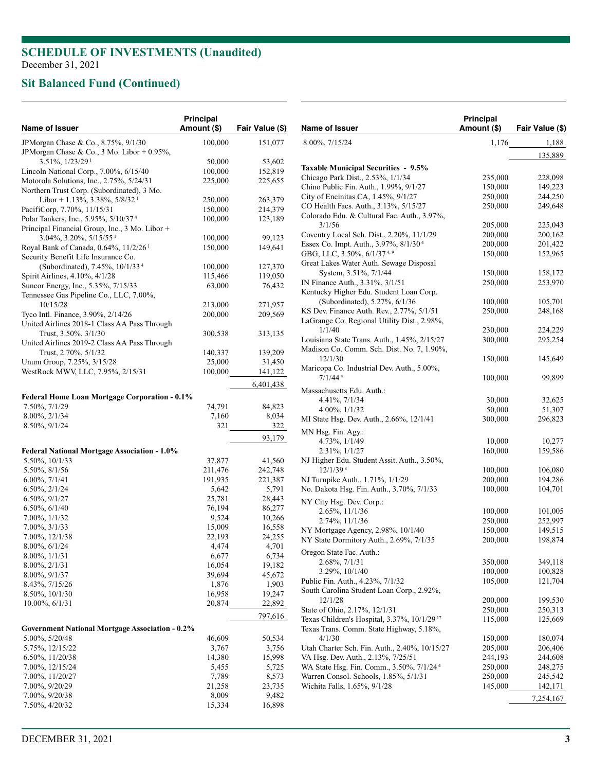# SCHEDULE OF INVESTMENTS (Unaudited)

December 31, 2021

## Sit Balanced Fund (Continued)

| Name of Issuer | Principal Amount ($) | Fair Value ($) |
|---|---|---|
| JPMorgan Chase & Co., 8.75%, 9/1/30 | 100,000 | 151,077 |
| JPMorgan Chase & Co., 3 Mo. Libor + 0.95%, 3.51%, 1/23/29 [1] | 50,000 | 53,602 |
| Lincoln National Corp., 7.00%, 6/15/40 | 100,000 | 152,819 |
| Motorola Solutions, Inc., 2.75%, 5/24/31 | 225,000 | 225,655 |
| Northern Trust Corp. (Subordinated), 3 Mo. Libor + 1.13%, 3.38%, 5/8/32 [1] | 250,000 | 263,379 |
| PacifiCorp, 7.70%, 11/15/31 | 150,000 | 214,379 |
| Polar Tankers, Inc., 5.95%, 5/10/37 [4] | 100,000 | 123,189 |
| Principal Financial Group, Inc., 3 Mo. Libor + 3.04%, 3.20%, 5/15/55 [1] | 100,000 | 99,123 |
| Royal Bank of Canada, 0.64%, 11/2/26 [1] | 150,000 | 149,641 |
| Security Benefit Life Insurance Co. (Subordinated), 7.45%, 10/1/33 [4] | 100,000 | 127,370 |
| Spirit Airlines, 4.10%, 4/1/28 | 115,466 | 119,050 |
| Suncor Energy, Inc., 5.35%, 7/15/33 | 63,000 | 76,432 |
| Tennessee Gas Pipeline Co., LLC, 7.00%, 10/15/28 | 213,000 | 271,957 |
| Tyco Intl. Finance, 3.90%, 2/14/26 | 200,000 | 209,569 |
| United Airlines 2018-1 Class AA Pass Through Trust, 3.50%, 3/1/30 | 300,538 | 313,135 |
| United Airlines 2019-2 Class AA Pass Through Trust, 2.70%, 5/1/32 | 140,337 | 139,209 |
| Unum Group, 7.25%, 3/15/28 | 25,000 | 31,450 |
| WestRock MWV, LLC, 7.95%, 2/15/31 | 100,000 | 141,122 |
| | | 6,401,438 |
| **Federal Home Loan Mortgage Corporation - 0.1%** | | |
| 7.50%, 7/1/29 | 74,791 | 84,823 |
| 8.00%, 2/1/34 | 7,160 | 8,034 |
| 8.50%, 9/1/24 | 321 | 322 |
| | | 93,179 |
| **Federal National Mortgage Association - 1.0%** | | |
| 5.50%, 10/1/33 | 37,877 | 41,560 |
| 5.50%, 8/1/56 | 211,476 | 242,748 |
| 6.00%, 7/1/41 | 191,935 | 221,387 |
| 6.50%, 2/1/24 | 5,642 | 5,791 |
| 6.50%, 9/1/27 | 25,781 | 28,443 |
| 6.50%, 6/1/40 | 76,194 | 86,277 |
| 7.00%, 1/1/32 | 9,524 | 10,266 |
| 7.00%, 3/1/33 | 15,009 | 16,558 |
| 7.00%, 12/1/38 | 22,193 | 24,255 |
| 8.00%, 6/1/24 | 4,474 | 4,701 |
| 8.00%, 1/1/31 | 6,677 | 6,734 |
| 8.00%, 2/1/31 | 16,054 | 19,182 |
| 8.00%, 9/1/37 | 39,694 | 45,672 |
| 8.43%, 7/15/26 | 1,876 | 1,903 |
| 8.50%, 10/1/30 | 16,958 | 19,247 |
| 10.00%, 6/1/31 | 20,874 | 22,892 |
| | | 797,616 |
| **Government National Mortgage Association - 0.2%** | | |
| 5.00%, 5/20/48 | 46,609 | 50,534 |
| 5.75%, 12/15/22 | 3,767 | 3,756 |
| 6.50%, 11/20/38 | 14,380 | 15,998 |
| 7.00%, 12/15/24 | 5,455 | 5,725 |
| 7.00%, 11/20/27 | 7,789 | 8,573 |
| 7.00%, 9/20/29 | 21,258 | 23,735 |
| 7.00%, 9/20/38 | 8,009 | 9,482 |
| 7.50%, 4/20/32 | 15,334 | 16,898 |
| 8.00%, 7/15/24 | 1,176 | 1,188 |
| | | 135,889 |
| **Taxable Municipal Securities - 9.5%** | | |
| Chicago Park Dist., 2.53%, 1/1/34 | 235,000 | 228,098 |
| Chino Public Fin. Auth., 1.99%, 9/1/27 | 150,000 | 149,223 |
| City of Encinitas CA, 1.45%, 9/1/27 | 250,000 | 244,250 |
| CO Health Facs. Auth., 3.13%, 5/15/27 | 250,000 | 249,648 |
| Colorado Edu. & Cultural Fac. Auth., 3.97%, 3/1/56 | 205,000 | 225,043 |
| Coventry Local Sch. Dist., 2.20%, 11/1/29 | 200,000 | 200,162 |
| Essex Co. Impt. Auth., 3.97%, 8/1/30 [4] | 200,000 | 201,422 |
| GBG, LLC, 3.50%, 6/1/37 [4, 9] | 150,000 | 152,965 |
| Great Lakes Water Auth. Sewage Disposal System, 3.51%, 7/1/44 | 150,000 | 158,172 |
| IN Finance Auth., 3.31%, 3/1/51 | 250,000 | 253,970 |
| Kentucky Higher Edu. Student Loan Corp. (Subordinated), 5.27%, 6/1/36 | 100,000 | 105,701 |
| KS Dev. Finance Auth. Rev., 2.77%, 5/1/51 | 250,000 | 248,168 |
| LaGrange Co. Regional Utility Dist., 2.98%, 1/1/40 | 230,000 | 224,229 |
| Louisiana State Trans. Auth., 1.45%, 2/15/27 | 300,000 | 295,254 |
| Madison Co. Comm. Sch. Dist. No. 7, 1.90%, 12/1/30 | 150,000 | 145,649 |
| Maricopa Co. Industrial Dev. Auth., 5.00%, 7/1/44 [4] | 100,000 | 99,899 |
| Massachusetts Edu. Auth.: | | |
| 4.41%, 7/1/34 | 30,000 | 32,625 |
| 4.00%, 1/1/32 | 50,000 | 51,307 |
| MI State Hsg. Dev. Auth., 2.66%, 12/1/41 | 300,000 | 296,823 |
| MN Hsg. Fin. Agy.: | | |
| 4.73%, 1/1/49 | 10,000 | 10,277 |
| 2.31%, 1/1/27 | 160,000 | 159,586 |
| NJ Higher Edu. Student Assit. Auth., 3.50%, 12/1/39 [8] | 100,000 | 106,080 |
| NJ Turnpike Auth., 1.71%, 1/1/29 | 200,000 | 194,286 |
| No. Dakota Hsg. Fin. Auth., 3.70%, 7/1/33 | 100,000 | 104,701 |
| NY City Hsg. Dev. Corp.: | | |
| 2.65%, 11/1/36 | 100,000 | 101,005 |
| 2.74%, 11/1/36 | 250,000 | 252,997 |
| NY Mortgage Agency, 2.98%, 10/1/40 | 150,000 | 149,515 |
| NY State Dormitory Auth., 2.69%, 7/1/35 | 200,000 | 198,874 |
| Oregon State Fac. Auth.: | | |
| 2.68%, 7/1/31 | 350,000 | 349,118 |
| 3.29%, 10/1/40 | 100,000 | 100,828 |
| Public Fin. Auth., 4.23%, 7/1/32 | 105,000 | 121,704 |
| South Carolina Student Loan Corp., 2.92%, 12/1/28 | 200,000 | 199,530 |
| State of Ohio, 2.17%, 12/1/31 | 250,000 | 250,313 |
| Texas Children's Hospital, 3.37%, 10/1/29 [17] | 115,000 | 125,669 |
| Texas Trans. Comm. State Highway, 5.18%, 4/1/30 | 150,000 | 180,074 |
| Utah Charter Sch. Fin. Auth., 2.40%, 10/15/27 | 205,000 | 206,406 |
| VA Hsg. Dev. Auth., 2.13%, 7/25/51 | 244,193 | 244,608 |
| WA State Hsg. Fin. Comm., 3.50%, 7/1/24 [4] | 250,000 | 248,275 |
| Warren Consol. Schools, 1.85%, 5/1/31 | 250,000 | 245,542 |
| Wichita Falls, 1.65%, 9/1/28 | 145,000 | 142,171 |
| | | 7,254,167 |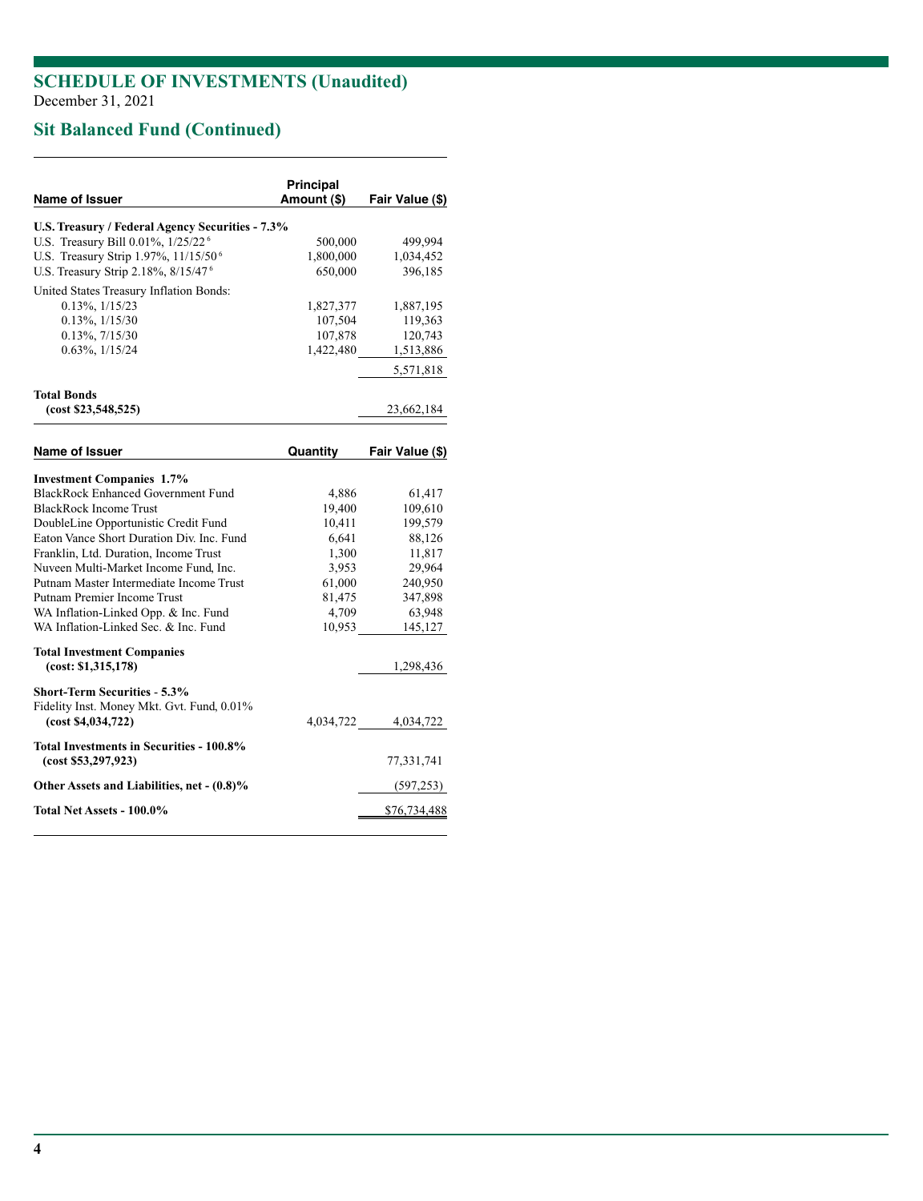# SCHEDULE OF INVESTMENTS (Unaudited)

December 31, 2021

## Sit Balanced Fund (Continued)

| Name of Issuer | Principal Amount ($) | Fair Value ($) |
|---|---|---|
| **U.S. Treasury / Federal Agency Securities - 7.3%** | | |
| U.S. Treasury Bill 0.01%, 1/25/22 [6] | 500,000 | 499,994 |
| U.S. Treasury Strip 1.97%, 11/15/50 [6] | 1,800,000 | 1,034,452 |
| U.S. Treasury Strip 2.18%, 8/15/47 [6] | 650,000 | 396,185 |
| United States Treasury Inflation Bonds: | | |
| 0.13%, 1/15/23 | 1,827,377 | 1,887,195 |
| 0.13%, 1/15/30 | 107,504 | 119,363 |
| 0.13%, 7/15/30 | 107,878 | 120,743 |
| 0.63%, 1/15/24 | 1,422,480 | 1,513,886 |
| | | 5,571,818 |
| **Total Bonds (cost $23,548,525)** | | 23,662,184 |

| Name of Issuer | Quantity | Fair Value ($) |
|---|---|---|
| **Investment Companies 1.7%** | | |
| BlackRock Enhanced Government Fund | 4,886 | 61,417 |
| BlackRock Income Trust | 19,400 | 109,610 |
| DoubleLine Opportunistic Credit Fund | 10,411 | 199,579 |
| Eaton Vance Short Duration Div. Inc. Fund | 6,641 | 88,126 |
| Franklin, Ltd. Duration, Income Trust | 1,300 | 11,817 |
| Nuveen Multi-Market Income Fund, Inc. | 3,953 | 29,964 |
| Putnam Master Intermediate Income Trust | 61,000 | 240,950 |
| Putnam Premier Income Trust | 81,475 | 347,898 |
| WA Inflation-Linked Opp. & Inc. Fund | 4,709 | 63,948 |
| WA Inflation-Linked Sec. & Inc. Fund | 10,953 | 145,127 |
| **Total Investment Companies (cost: $1,315,178)** | | 1,298,436 |
| **Short-Term Securities - 5.3%** | | |
| Fidelity Inst. Money Mkt. Gvt. Fund, 0.01% **(cost $4,034,722)** | 4,034,722 | 4,034,722 |
| **Total Investments in Securities - 100.8% (cost $53,297,923)** | | 77,331,741 |
| **Other Assets and Liabilities, net - (0.8)%** | | (597,253) |
| **Total Net Assets - 100.0%** | | $76,734,488 |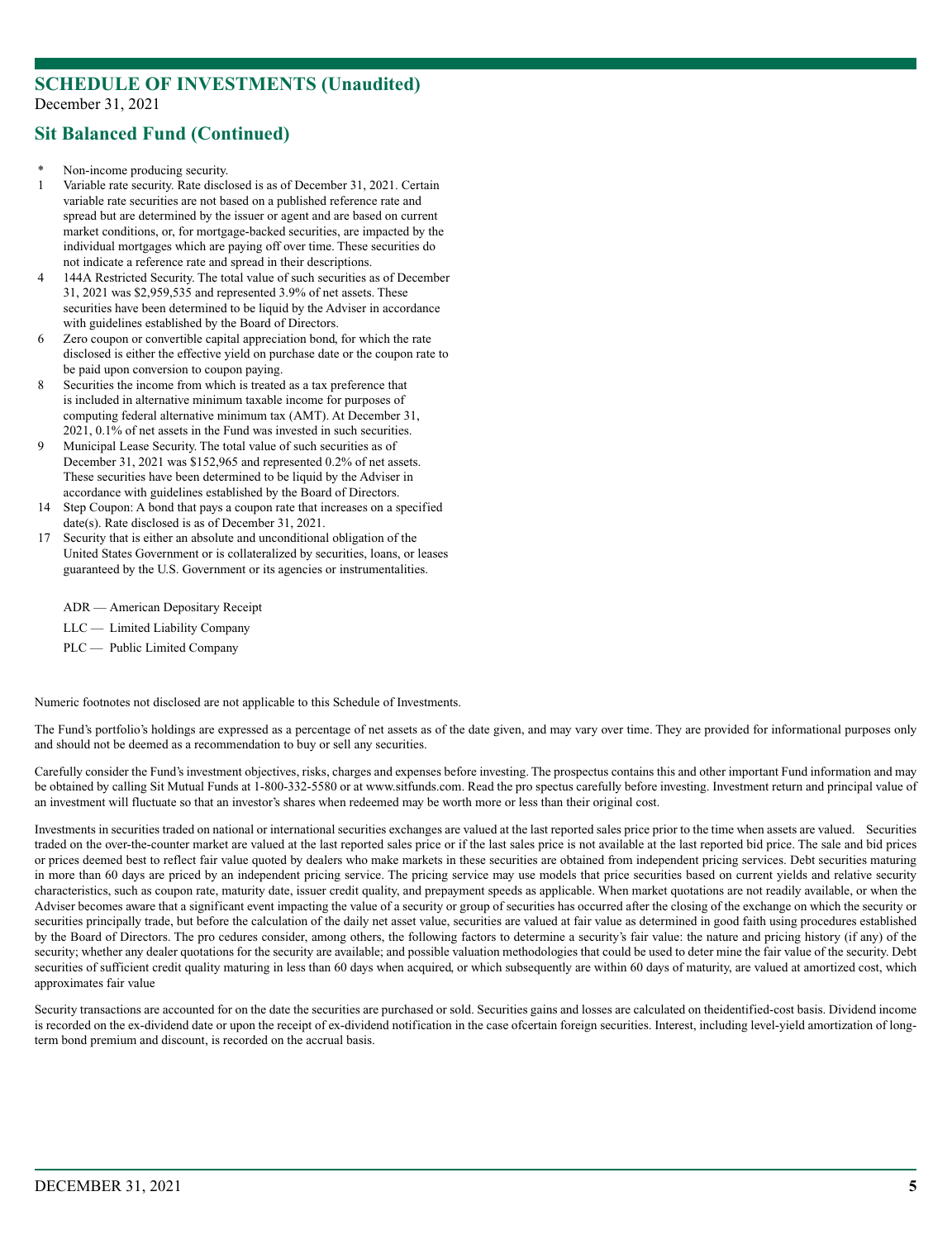## SCHEDULE OF INVESTMENTS (Unaudited)

December 31, 2021

## Sit Balanced Fund (Continued)

- \* Non-income producing security.
- 1 Variable rate security. Rate disclosed is as of December 31, 2021. Certain variable rate securities are not based on a published reference rate and spread but are determined by the issuer or agent and are based on current market conditions, or, for mortgage-backed securities, are impacted by the individual mortgages which are paying off over time. These securities do not indicate a reference rate and spread in their descriptions.
- 4 144A Restricted Security. The total value of such securities as of December 31, 2021 was $2,959,535 and represented 3.9% of net assets. These securities have been determined to be liquid by the Adviser in accordance with guidelines established by the Board of Directors.
- 6 Zero coupon or convertible capital appreciation bond, for which the rate disclosed is either the effective yield on purchase date or the coupon rate to be paid upon conversion to coupon paying.
- 8 Securities the income from which is treated as a tax preference that is included in alternative minimum taxable income for purposes of computing federal alternative minimum tax (AMT). At December 31, 2021, 0.1% of net assets in the Fund was invested in such securities.
- 9 Municipal Lease Security. The total value of such securities as of December 31, 2021 was $152,965 and represented 0.2% of net assets. These securities have been determined to be liquid by the Adviser in accordance with guidelines established by the Board of Directors.
- 14 Step Coupon: A bond that pays a coupon rate that increases on a specified date(s). Rate disclosed is as of December 31, 2021.
- 17 Security that is either an absolute and unconditional obligation of the United States Government or is collateralized by securities, loans, or leases guaranteed by the U.S. Government or its agencies or instrumentalities.

ADR — American Depositary Receipt

LLC — Limited Liability Company

PLC — Public Limited Company

Numeric footnotes not disclosed are not applicable to this Schedule of Investments.

The Fund's portfolio's holdings are expressed as a percentage of net assets as of the date given, and may vary over time. They are provided for informational purposes only and should not be deemed as a recommendation to buy or sell any securities.

Carefully consider the Fund's investment objectives, risks, charges and expenses before investing. The prospectus contains this and other important Fund information and may be obtained by calling Sit Mutual Funds at 1-800-332-5580 or at www.sitfunds.com. Read the pro spectus carefully before investing. Investment return and principal value of an investment will fluctuate so that an investor's shares when redeemed may be worth more or less than their original cost.

Investments in securities traded on national or international securities exchanges are valued at the last reported sales price prior to the time when assets are valued. Securities traded on the over-the-counter market are valued at the last reported sales price or if the last sales price is not available at the last reported bid price. The sale and bid prices or prices deemed best to reflect fair value quoted by dealers who make markets in these securities are obtained from independent pricing services. Debt securities maturing in more than 60 days are priced by an independent pricing service. The pricing service may use models that price securities based on current yields and relative security characteristics, such as coupon rate, maturity date, issuer credit quality, and prepayment speeds as applicable. When market quotations are not readily available, or when the Adviser becomes aware that a significant event impacting the value of a security or group of securities has occurred after the closing of the exchange on which the security or securities principally trade, but before the calculation of the daily net asset value, securities are valued at fair value as determined in good faith using procedures established by the Board of Directors. The pro cedures consider, among others, the following factors to determine a security's fair value: the nature and pricing history (if any) of the security; whether any dealer quotations for the security are available; and possible valuation methodologies that could be used to deter mine the fair value of the security. Debt securities of sufficient credit quality maturing in less than 60 days when acquired, or which subsequently are within 60 days of maturity, are valued at amortized cost, which approximates fair value

Security transactions are accounted for on the date the securities are purchased or sold. Securities gains and losses are calculated on theidentified-cost basis. Dividend income is recorded on the ex-dividend date or upon the receipt of ex-dividend notification in the case ofcertain foreign securities. Interest, including level-yield amortization of long-term bond premium and discount, is recorded on the accrual basis.